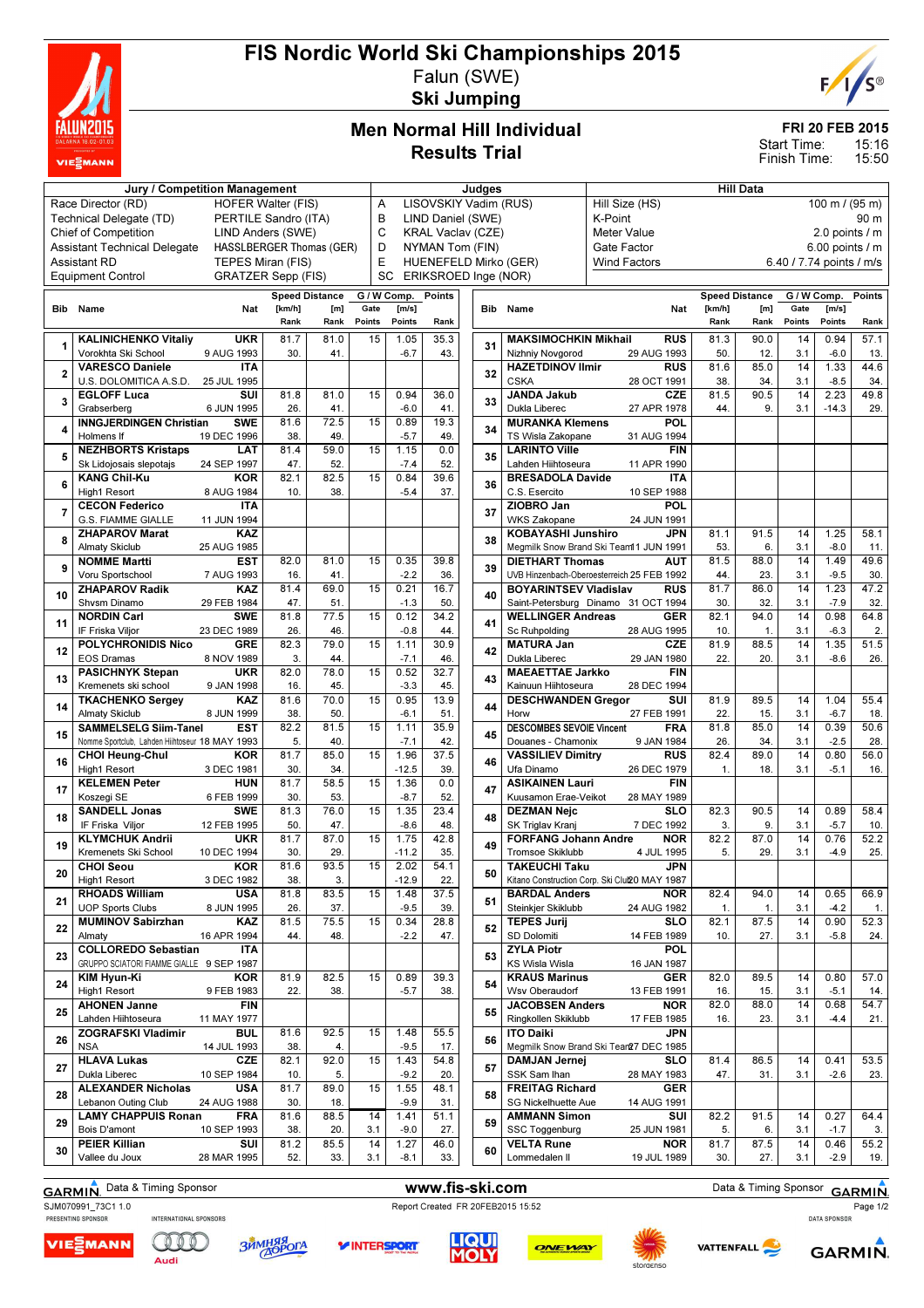# FIS Nordic World Ski Championships 2015

Falun (SWE)

**Ski Jumping**

## Men Normal Hill Individual
## Results Trial

FRI 20 FEB 2015
Start Time: 15:16
Finish Time: 15:50

| Jury / Competition Management | | Judges | | Hill Data | |
|---|---|---|---|---|---|
| Race Director (RD) | HOFER Walter (FIS) | A | LISOVSKIY Vadim (RUS) | Hill Size (HS) | 100 m / (95 m) |
| Technical Delegate (TD) | PERTILE Sandro (ITA) | B | LIND Daniel (SWE) | K-Point | 90 m |
| Chief of Competition | LIND Anders (SWE) | C | KRAL Vaclav (CZE) | Meter Value | 2.0 points / m |
| Assistant Technical Delegate | HASSLBERGER Thomas (GER) | D | NYMAN Tom (FIN) | Gate Factor | 6.00 points / m |
| Assistant RD | TEPES Miran (FIS) | E | HUENEFELD Mirko (GER) | Wind Factors | 6.40 / 7.74 points / m/s |
| Equipment Control | GRATZER Sepp (FIS) | SC | ERIKSROED Inge (NOR) | | |

| Bib | Name / Club | Nat / Date of birth | Speed [km/h] | Speed Rank | Distance [m] | Distance Rank | Gate | Gate Points | Wind [m/s] | Wind Points | Points | Rank |
|---|---|---|---|---|---|---|---|---|---|---|---|---|
| 1 | KALINICHENKO Vitaliy / Vorokhta Ski School | UKR / 9 AUG 1993 | 81.7 | 30. | 81.0 | 41. | 15 | | 1.05 | -6.7 | 35.3 | 43. |
| 2 | VARESCO Daniele / U.S. DOLOMITICA A.S.D. | ITA / 25 JUL 1995 | | | | | | | | | | |
| 3 | EGLOFF Luca / Grabserberg | SUI / 6 JUN 1995 | 81.8 | 26. | 81.0 | 41. | 15 | | 0.94 | -6.0 | 36.0 | 41. |
| 4 | INNGJERDINGEN Christian / Holmens If | SWE / 19 DEC 1996 | 81.6 | 38. | 72.5 | 49. | 15 | | 0.89 | -5.7 | 19.3 | 49. |
| 5 | NEZHBORTS Kristaps / Sk Lidojosais slepotajs | LAT / 24 SEP 1997 | 81.4 | 47. | 59.0 | 52. | 15 | | 1.15 | -7.4 | 0.0 | 52. |
| 6 | KANG Chil-Ku / High1 Resort | KOR / 8 AUG 1984 | 82.1 | 10. | 82.5 | 38. | 15 | | 0.84 | -5.4 | 39.6 | 37. |
| 7 | CECON Federico / G.S. FIAMME GIALLE | ITA / 11 JUN 1994 | | | | | | | | | | |
| 8 | ZHAPAROV Marat / Almaty Skiclub | KAZ / 25 AUG 1985 | | | | | | | | | | |
| 9 | NOMME Martti / Voru Sportschool | EST / 7 AUG 1993 | 82.0 | 16. | 81.0 | 41. | 15 | | 0.35 | -2.2 | 39.8 | 36. |
| 10 | ZHAPAROV Radik / Shvsm Dinamo | KAZ / 29 FEB 1984 | 81.4 | 47. | 69.0 | 51. | 15 | | 0.21 | -1.3 | 16.7 | 50. |
| 11 | NORDIN Carl / IF Friska Viljor | SWE / 23 DEC 1989 | 81.8 | 26. | 77.5 | 46. | 15 | | 0.12 | -0.8 | 34.2 | 44. |
| 12 | POLYCHRONIDIS Nico / EOS Dramas | GRE / 8 NOV 1989 | 82.3 | 3. | 79.0 | 44. | 15 | | 1.11 | -7.1 | 30.9 | 46. |
| 13 | PASICHNYK Stepan / Kremenets ski school | UKR / 9 JAN 1998 | 82.0 | 16. | 78.0 | 45. | 15 | | 0.52 | -3.3 | 32.7 | 45. |
| 14 | TKACHENKO Sergey / Almaty Skiclub | KAZ / 8 JUN 1999 | 81.6 | 38. | 70.0 | 50. | 15 | | 0.95 | -6.1 | 13.9 | 51. |
| 15 | SAMMELSELG Siim-Tanel / Nomme Sportclub, Lahden Hiihtoseur | EST / 18 MAY 1993 | 82.2 | 5. | 81.5 | 40. | 15 | | 1.11 | -7.1 | 35.9 | 42. |
| 16 | CHOI Heung-Chul / High1 Resort | KOR / 3 DEC 1981 | 81.7 | 30. | 85.0 | 34. | 15 | | 1.96 | -12.5 | 37.5 | 39. |
| 17 | KELEMEN Peter / Koszegi SE | HUN / 6 FEB 1999 | 81.7 | 30. | 58.5 | 53. | 15 | | 1.36 | -8.7 | 0.0 | 52. |
| 18 | SANDELL Jonas / IF Friska Viljor | SWE / 12 FEB 1995 | 81.3 | 50. | 76.0 | 47. | 15 | | 1.35 | -8.6 | 23.4 | 48. |
| 19 | KLYMCHUK Andrii / Kremenets Ski School | UKR / 10 DEC 1994 | 81.7 | 30. | 87.0 | 29. | 15 | | 1.75 | -11.2 | 42.8 | 35. |
| 20 | CHOI Seou / High1 Resort | KOR / 3 DEC 1982 | 81.6 | 38. | 93.5 | 3. | 15 | | 2.02 | -12.9 | 54.1 | 22. |
| 21 | RHOADS William / UOP Sports Clubs | USA / 8 JUN 1995 | 81.8 | 26. | 83.5 | 37. | 15 | | 1.48 | -9.5 | 37.5 | 39. |
| 22 | MUMINOV Sabirzhan / Almaty | KAZ / 16 APR 1994 | 81.5 | 44. | 75.5 | 48. | 15 | | 0.34 | -2.2 | 28.8 | 47. |
| 23 | COLLOREDO Sebastian / GRUPPO SCIATORI FIAMME GIALLE | ITA / 9 SEP 1987 | | | | | | | | | | |
| 24 | KIM Hyun-Ki / High1 Resort | KOR / 9 FEB 1983 | 81.9 | 22. | 82.5 | 38. | 15 | | 0.89 | -5.7 | 39.3 | 38. |
| 25 | AHONEN Janne / Lahden Hiihtoseura | FIN / 11 MAY 1977 | | | | | | | | | | |
| 26 | ZOGRAFSKI Vladimir / NSA | BUL / 14 JUL 1993 | 81.6 | 38. | 92.5 | 4. | 15 | | 1.48 | -9.5 | 55.5 | 17. |
| 27 | HLAVA Lukas / Dukla Liberec | CZE / 10 SEP 1984 | 82.1 | 10. | 92.0 | 5. | 15 | | 1.43 | -9.2 | 54.8 | 20. |
| 28 | ALEXANDER Nicholas / Lebanon Outing Club | USA / 24 AUG 1988 | 81.7 | 30. | 89.0 | 18. | 15 | | 1.55 | -9.9 | 48.1 | 31. |
| 29 | LAMY CHAPPUIS Ronan / Bois D'amont | FRA / 10 SEP 1993 | 81.6 | 38. | 88.5 | 20. | 14 | 3.1 | 1.41 | -9.0 | 51.1 | 27. |
| 30 | PEIER Killian / Vallee du Joux | SUI / 28 MAR 1995 | 81.2 | 52. | 85.5 | 33. | 14 | 3.1 | 1.27 | -8.1 | 46.0 | 33. |
| 31 | MAKSIMOCHKIN Mikhail / Nizhniy Novgorod | RUS / 29 AUG 1993 | 81.3 | 50. | 90.0 | 12. | 14 | 3.1 | 0.94 | -6.0 | 57.1 | 13. |
| 32 | HAZETDINOV Ilmir / CSKA | RUS / 28 OCT 1991 | 81.6 | 38. | 85.0 | 34. | 14 | 3.1 | 1.33 | -8.5 | 44.6 | 34. |
| 33 | JANDA Jakub / Dukla Liberec | CZE / 27 APR 1978 | 81.5 | 44. | 90.5 | 9. | 14 | 3.1 | 2.23 | -14.3 | 49.8 | 29. |
| 34 | MURANKA Klemens / TS Wisla Zakopane | POL / 31 AUG 1994 | | | | | | | | | | |
| 35 | LARINTO Ville / Lahden Hiihtoseura | FIN / 11 APR 1990 | | | | | | | | | | |
| 36 | BRESADOLA Davide / C.S. Esercito | ITA / 10 SEP 1988 | | | | | | | | | | |
| 37 | ZIOBRO Jan / WKS Zakopane | POL / 24 JUN 1991 | | | | | | | | | | |
| 38 | KOBAYASHI Junshiro / Megmilk Snow Brand Ski Team | JPN / 11 JUN 1991 | 81.1 | 53. | 91.5 | 6. | 14 | 3.1 | 1.25 | -8.0 | 58.1 | 11. |
| 39 | DIETHART Thomas / UVB Hinzenbach-Oberoesterreich | AUT / 25 FEB 1992 | 81.5 | 44. | 88.0 | 23. | 14 | 3.1 | 1.49 | -9.5 | 49.6 | 30. |
| 40 | BOYARINTSEV Vladislav / Saint-Petersburg Dinamo | RUS / 31 OCT 1994 | 81.7 | 30. | 86.0 | 32. | 14 | 3.1 | 1.23 | -7.9 | 47.2 | 32. |
| 41 | WELLINGER Andreas / Sc Ruhpolding | GER / 28 AUG 1995 | 82.1 | 10. | 94.0 | 1. | 14 | 3.1 | 0.98 | -6.3 | 64.8 | 2. |
| 42 | MATURA Jan / Dukla Liberec | CZE / 29 JAN 1980 | 81.9 | 22. | 88.5 | 20. | 14 | 3.1 | 1.35 | -8.6 | 51.5 | 26. |
| 43 | MAEAETTAE Jarkko / Kainuun Hiihtoseura | FIN / 28 DEC 1994 | | | | | | | | | | |
| 44 | DESCHWANDEN Gregor / Horw | SUI / 27 FEB 1991 | 81.9 | 22. | 89.5 | 15. | 14 | 3.1 | 1.04 | -6.7 | 55.4 | 18. |
| 45 | DESCOMBES SEVOIE Vincent / Douanes - Chamonix | FRA / 9 JAN 1984 | 81.8 | 26. | 85.0 | 34. | 14 | 3.1 | 0.39 | -2.5 | 50.6 | 28. |
| 46 | VASSILIEV Dimitry / Ufa Dinamo | RUS / 26 DEC 1979 | 82.4 | 1. | 89.0 | 18. | 14 | 3.1 | 0.80 | -5.1 | 56.0 | 16. |
| 47 | ASIKAINEN Lauri / Kuusamon Erae-Veikot | FIN / 28 MAY 1989 | | | | | | | | | | |
| 48 | DEZMAN Nejc / SK Triglav Kranj | SLO / 7 DEC 1992 | 82.3 | 3. | 90.5 | 9. | 14 | 3.1 | 0.89 | -5.7 | 58.4 | 10. |
| 49 | FORFANG Johann Andre / Tromsoe Skiklubb | NOR / 4 JUL 1995 | 82.2 | 5. | 87.0 | 29. | 14 | 3.1 | 0.76 | -4.9 | 52.2 | 25. |
| 50 | TAKEUCHI Taku / Kitano Construction Corp. Ski Club | JPN / 20 MAY 1987 | | | | | | | | | | |
| 51 | BARDAL Anders / Steinkjer Skiklubb | NOR / 24 AUG 1982 | 82.4 | 1. | 94.0 | 1. | 14 | 3.1 | 0.65 | -4.2 | 66.9 | 1. |
| 52 | TEPES Jurij / SD Dolomiti | SLO / 14 FEB 1989 | 82.1 | 10. | 87.5 | 27. | 14 | 3.1 | 0.90 | -5.8 | 52.3 | 24. |
| 53 | ZYLA Piotr / KS Wisla Wisla | POL / 16 JAN 1987 | | | | | | | | | | |
| 54 | KRAUS Marinus / Wsv Oberaudorf | GER / 13 FEB 1991 | 82.0 | 16. | 89.5 | 15. | 14 | 3.1 | 0.80 | -5.1 | 57.0 | 14. |
| 55 | JACOBSEN Anders / Ringkollen Skiklubb | NOR / 17 FEB 1985 | 82.0 | 16. | 88.0 | 23. | 14 | 3.1 | 0.68 | -4.4 | 54.7 | 21. |
| 56 | ITO Daiki / Megmilk Snow Brand Ski Team | JPN / 27 DEC 1985 | | | | | | | | | | |
| 57 | DAMJAN Jernej / SSK Sam Ihan | SLO / 28 MAY 1983 | 81.4 | 47. | 86.5 | 31. | 14 | 3.1 | 0.41 | -2.6 | 53.5 | 23. |
| 58 | FREITAG Richard / SG Nickelhuette Aue | GER / 14 AUG 1991 | | | | | | | | | | |
| 59 | AMMANN Simon / SSC Toggenburg | SUI / 25 JUN 1981 | 82.2 | 5. | 91.5 | 6. | 14 | 3.1 | 0.27 | -1.7 | 64.4 | 3. |
| 60 | VELTA Rune / Lommedalen Il | NOR / 19 JUL 1989 | 81.7 | 30. | 87.5 | 27. | 14 | 3.1 | 0.46 | -2.9 | 55.2 | 19. |

Data & Timing Sponsor GARMIN — www.fis-ski.com — Data & Timing Sponsor GARMIN

SJM070991_73C1 1.0 — Report Created FR 20FEB2015 15:52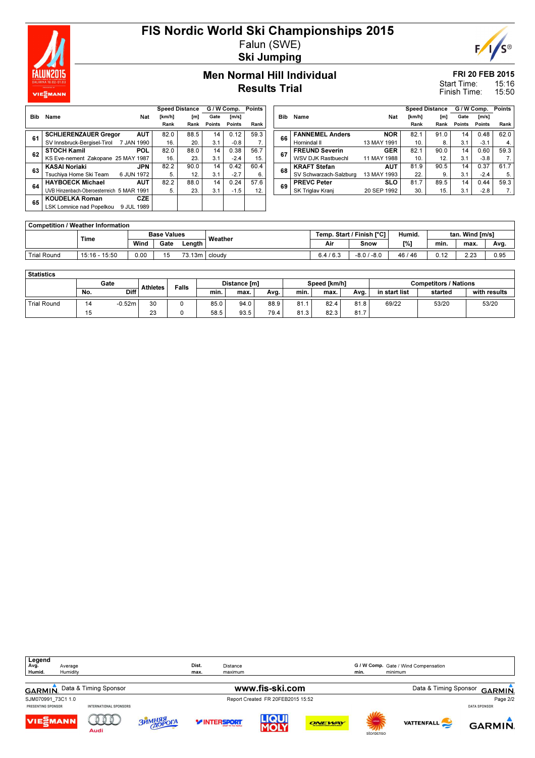# FIS Nordic World Ski Championships 2015

Falun (SWE)

Ski Jumping

## Men Normal Hill Individual
## Results Trial

FRI 20 FEB 2015
Start Time: 15:16
Finish Time: 15:50

| Bib | Name | Nat | Speed [km/h] | Distance [m] | G / W Comp. Gate | G / W Comp. [m/s] | Points |
|---|---|---|---|---|---|---|---|
| | Club | Date of birth | Rank | Rank | Points | Points | Rank |
| 61 | SCHLIERENZAUER Gregor | AUT | 82.0 | 88.5 | 14 | 0.12 | 59.3 |
| | SV Innsbruck-Bergisel-Tirol | 7 JAN 1990 | 16. | 20. | 3.1 | -0.8 | 7. |
| 62 | STOCH Kamil | POL | 82.0 | 88.0 | 14 | 0.38 | 56.7 |
| | KS Eve-nement Zakopane | 25 MAY 1987 | 16. | 23. | 3.1 | -2.4 | 15. |
| 63 | KASAI Noriaki | JPN | 82.2 | 90.0 | 14 | 0.42 | 60.4 |
| | Tsuchiya Home Ski Team | 6 JUN 1972 | 5. | 12. | 3.1 | -2.7 | 6. |
| 64 | HAYBOECK Michael | AUT | 82.2 | 88.0 | 14 | 0.24 | 57.6 |
| | UVB Hinzenbach-Oberoesterreich | 5 MAR 1991 | 5. | 23. | 3.1 | -1.5 | 12. |
| 65 | KOUDELKA Roman | CZE | | | | | |
| | LSK Lomnice nad Popelkou | 9 JUL 1989 | | | | | |
| 66 | FANNEMEL Anders | NOR | 82.1 | 91.0 | 14 | 0.48 | 62.0 |
| | Hornindal Il | 13 MAY 1991 | 10. | 8. | 3.1 | -3.1 | 4. |
| 67 | FREUND Severin | GER | 82.1 | 90.0 | 14 | 0.60 | 59.3 |
| | WSV DJK Rastbuechl | 11 MAY 1988 | 10. | 12. | 3.1 | -3.8 | 7. |
| 68 | KRAFT Stefan | AUT | 81.9 | 90.5 | 14 | 0.37 | 61.7 |
| | SV Schwarzach-Salzburg | 13 MAY 1993 | 22. | 9. | 3.1 | -2.4 | 5. |
| 69 | PREVC Peter | SLO | 81.7 | 89.5 | 14 | 0.44 | 59.3 |
| | SK Triglav Kranj | 20 SEP 1992 | 30. | 15. | 3.1 | -2.8 | 7. |

### Competition / Weather Information

| | Time | Base Values Wind | Base Values Gate | Base Values Length | Weather | Temp. Start / Finish [°C] Air | Temp. Start / Finish [°C] Snow | Humid. [%] | tan. Wind [m/s] min. | tan. Wind [m/s] max. | tan. Wind [m/s] Avg. |
|---|---|---|---|---|---|---|---|---|---|---|---|
| Trial Round | 15:16 - 15:50 | 0.00 | 15 | 73.13m | cloudy | 6.4 / 6.3 | -8.0 / -8.0 | 46 / 46 | 0.12 | 2.23 | 0.95 |

### Statistics

| | Gate No. | Gate Diff | Athletes | Falls | Distance [m] min. | Distance [m] max. | Distance [m] Avg. | Speed [km/h] min. | Speed [km/h] max. | Speed [km/h] Avg. | Competitors / Nations in start list | Competitors / Nations started | Competitors / Nations with results |
|---|---|---|---|---|---|---|---|---|---|---|---|---|---|
| Trial Round | 14 | -0.52m | 30 | 0 | 85.0 | 94.0 | 88.9 | 81.1 | 82.4 | 81.8 | 69/22 | 53/20 | 53/20 |
| | 15 | | 23 | 0 | 58.5 | 93.5 | 79.4 | 81.3 | 82.3 | 81.7 | | | |

**Legend**

| | | | | | |
|---|---|---|---|---|---|
| Avg. | Average | Dist. | Distance | G / W Comp. | Gate / Wind Compensation |
| Humid. | Humidity | max. | maximum | min. | minimum |

Data & Timing Sponsor GARMIN — www.fis-ski.com — Data & Timing Sponsor GARMIN

SJM070991_73C1 1.0 — Report Created FR 20FEB2015 15:52